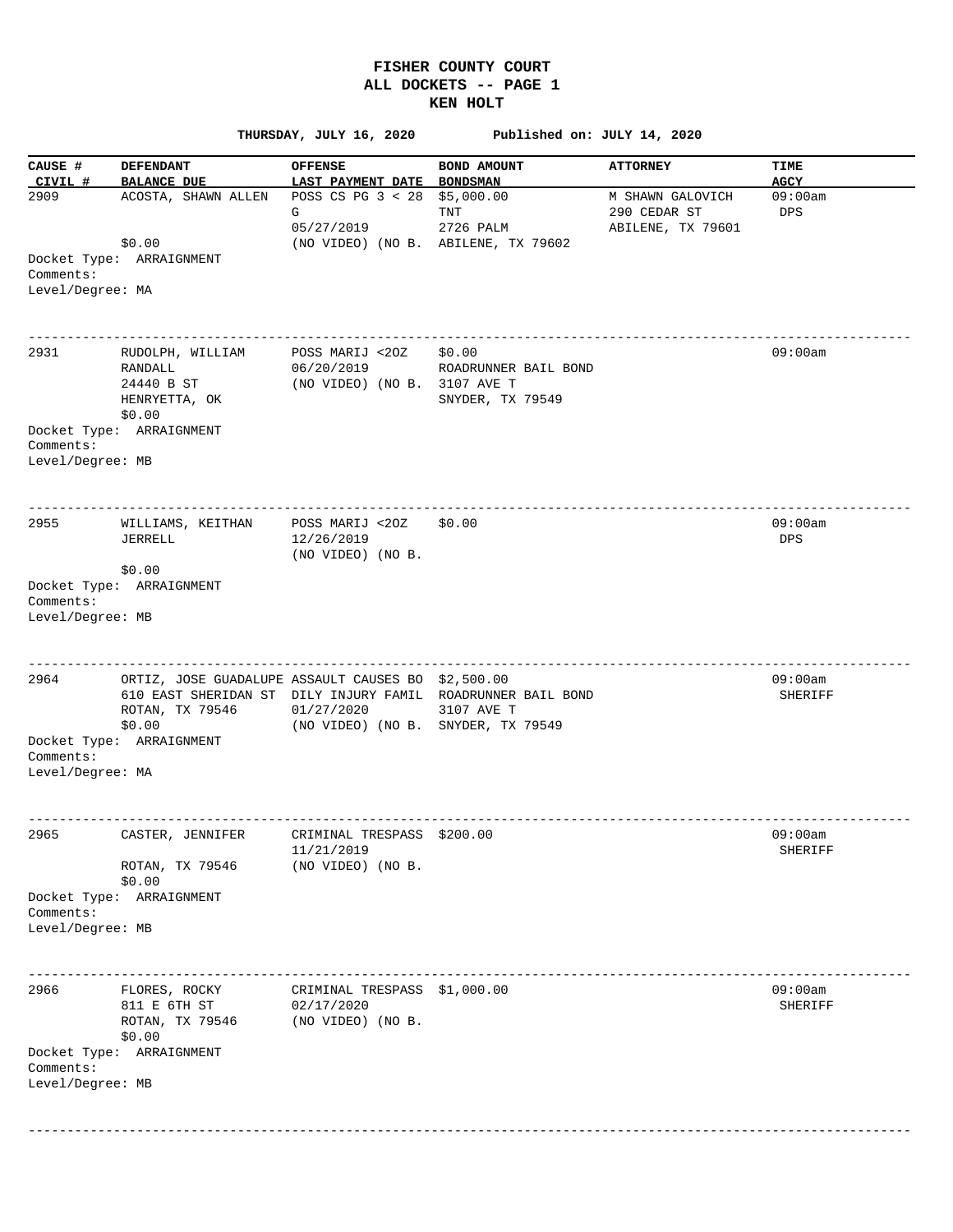# FISHER COUNTY COURT
## ALL DOCKETS -- PAGE 1
## KEN HOLT

**THURSDAY, JULY 16, 2020** **Published on: JULY 14, 2020**

| CAUSE # / CIVIL # | DEFENDANT / BALANCE DUE | OFFENSE / LAST PAYMENT DATE | BOND AMOUNT / BONDSMAN | ATTORNEY | TIME / AGCY |
|---|---|---|---|---|---|
| 2909 | ACOSTA, SHAWN ALLEN<br>$0.00 | POSS CS PG 3 < 28 G<br>05/27/2019<br>(NO VIDEO) (NO B. | $5,000.00<br>TNT<br>2726 PALM<br>ABILENE, TX 79602 | M SHAWN GALOVICH<br>290 CEDAR ST<br>ABILENE, TX 79601 | 09:00am<br>DPS |

Docket Type: ARRAIGNMENT
Comments:
Level/Degree: MA

---

| CAUSE # / CIVIL # | DEFENDANT / BALANCE DUE | OFFENSE / LAST PAYMENT DATE | BOND AMOUNT / BONDSMAN | ATTORNEY | TIME / AGCY |
|---|---|---|---|---|---|
| 2931 | RUDOLPH, WILLIAM RANDALL<br>24440 B ST<br>HENRYETTA, OK<br>$0.00 | POSS MARIJ <2OZ<br>06/20/2019<br>(NO VIDEO) (NO B. | $0.00<br>ROADRUNNER BAIL BOND<br>3107 AVE T<br>SNYDER, TX 79549 | | 09:00am |

Docket Type: ARRAIGNMENT
Comments:
Level/Degree: MB

---

| CAUSE # / CIVIL # | DEFENDANT / BALANCE DUE | OFFENSE / LAST PAYMENT DATE | BOND AMOUNT / BONDSMAN | ATTORNEY | TIME / AGCY |
|---|---|---|---|---|---|
| 2955 | WILLIAMS, KEITHAN JERRELL<br>$0.00 | POSS MARIJ <2OZ<br>12/26/2019<br>(NO VIDEO) (NO B. | $0.00 | | 09:00am<br>DPS |

Docket Type: ARRAIGNMENT
Comments:
Level/Degree: MB

---

| CAUSE # / CIVIL # | DEFENDANT / BALANCE DUE | OFFENSE / LAST PAYMENT DATE | BOND AMOUNT / BONDSMAN | ATTORNEY | TIME / AGCY |
|---|---|---|---|---|---|
| 2964 | ORTIZ, JOSE GUADALUPE<br>610 EAST SHERIDAN ST<br>ROTAN, TX 79546<br>$0.00 | ASSAULT CAUSES BO DILY INJURY FAMIL<br>01/27/2020<br>(NO VIDEO) (NO B. | $2,500.00<br>ROADRUNNER BAIL BOND<br>3107 AVE T<br>SNYDER, TX 79549 | | 09:00am<br>SHERIFF |

Docket Type: ARRAIGNMENT
Comments:
Level/Degree: MA

---

| CAUSE # / CIVIL # | DEFENDANT / BALANCE DUE | OFFENSE / LAST PAYMENT DATE | BOND AMOUNT / BONDSMAN | ATTORNEY | TIME / AGCY |
|---|---|---|---|---|---|
| 2965 | CASTER, JENNIFER<br>ROTAN, TX 79546<br>$0.00 | CRIMINAL TRESPASS<br>11/21/2019<br>(NO VIDEO) (NO B. | $200.00 | | 09:00am<br>SHERIFF |

Docket Type: ARRAIGNMENT
Comments:
Level/Degree: MB

---

| CAUSE # / CIVIL # | DEFENDANT / BALANCE DUE | OFFENSE / LAST PAYMENT DATE | BOND AMOUNT / BONDSMAN | ATTORNEY | TIME / AGCY |
|---|---|---|---|---|---|
| 2966 | FLORES, ROCKY<br>811 E 6TH ST<br>ROTAN, TX 79546<br>$0.00 | CRIMINAL TRESPASS<br>02/17/2020<br>(NO VIDEO) (NO B. | $1,000.00 | | 09:00am<br>SHERIFF |

Docket Type: ARRAIGNMENT
Comments:
Level/Degree: MB

---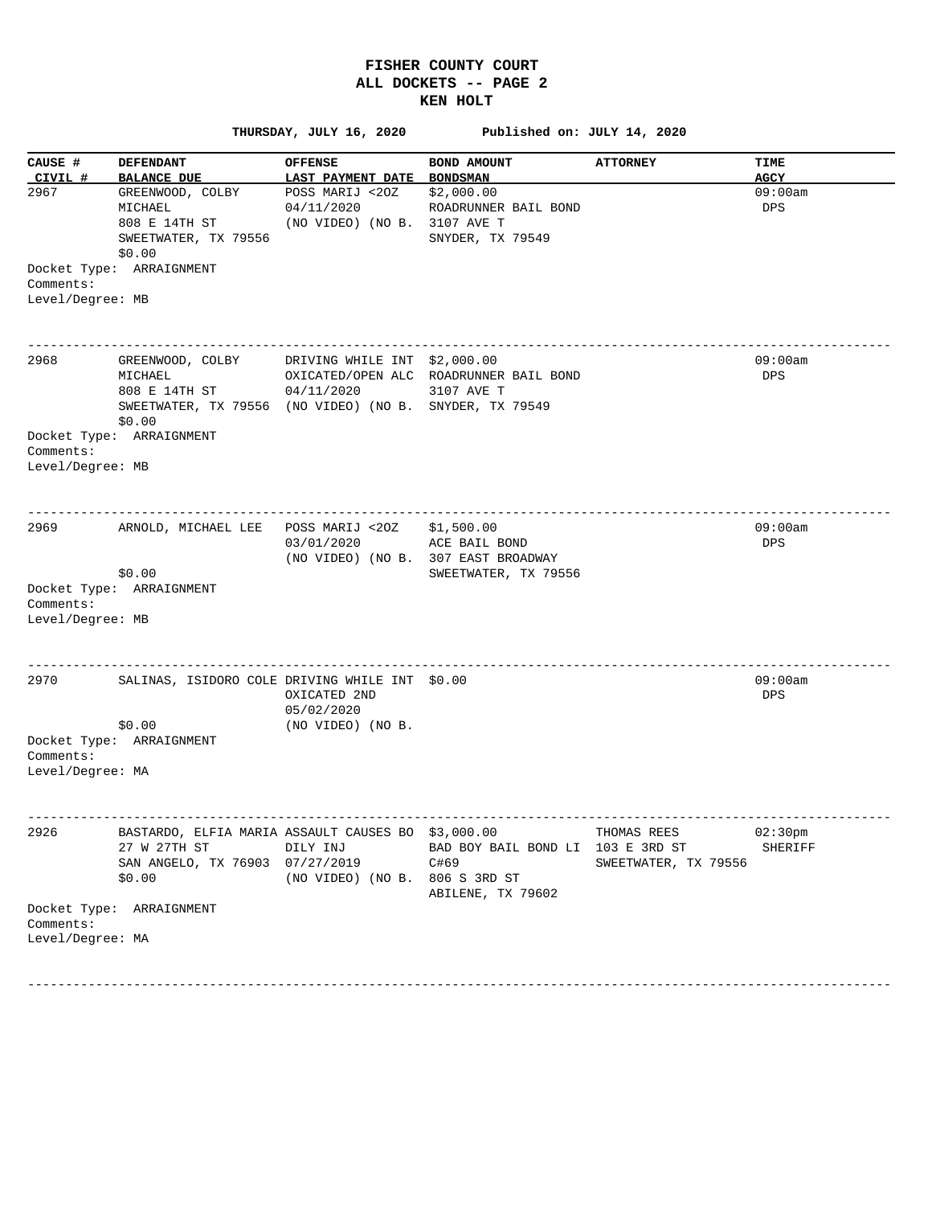# FISHER COUNTY COURT
## ALL DOCKETS -- PAGE 2
### KEN HOLT

**THURSDAY, JULY 16, 2020** **Published on: JULY 14, 2020**

| CAUSE # / CIVIL # | DEFENDANT / BALANCE DUE | OFFENSE / LAST PAYMENT DATE | BOND AMOUNT / BONDSMAN | ATTORNEY | TIME / AGCY |
|---|---|---|---|---|---|
| 2967 | GREENWOOD, COLBY MICHAEL 808 E 14TH ST SWEETWATER, TX 79556 $0.00 | POSS MARIJ <2OZ 04/11/2020 (NO VIDEO) (NO B. | $2,000.00 ROADRUNNER BAIL BOND 3107 AVE T SNYDER, TX 79549 | | 09:00am DPS |

Docket Type: ARRAIGNMENT
Comments:
Level/Degree: MB

---

| CAUSE # / CIVIL # | DEFENDANT / BALANCE DUE | OFFENSE / LAST PAYMENT DATE | BOND AMOUNT / BONDSMAN | ATTORNEY | TIME / AGCY |
|---|---|---|---|---|---|
| 2968 | GREENWOOD, COLBY MICHAEL 808 E 14TH ST SWEETWATER, TX 79556 $0.00 | DRIVING WHILE INTOXICATED/OPEN ALC 04/11/2020 (NO VIDEO) (NO B. | $2,000.00 ROADRUNNER BAIL BOND 3107 AVE T SNYDER, TX 79549 | | 09:00am DPS |

Docket Type: ARRAIGNMENT
Comments:
Level/Degree: MB

---

| CAUSE # / CIVIL # | DEFENDANT / BALANCE DUE | OFFENSE / LAST PAYMENT DATE | BOND AMOUNT / BONDSMAN | ATTORNEY | TIME / AGCY |
|---|---|---|---|---|---|
| 2969 | ARNOLD, MICHAEL LEE $0.00 | POSS MARIJ <2OZ 03/01/2020 (NO VIDEO) (NO B. | $1,500.00 ACE BAIL BOND 307 EAST BROADWAY SWEETWATER, TX 79556 | | 09:00am DPS |

Docket Type: ARRAIGNMENT
Comments:
Level/Degree: MB

---

| CAUSE # / CIVIL # | DEFENDANT / BALANCE DUE | OFFENSE / LAST PAYMENT DATE | BOND AMOUNT / BONDSMAN | ATTORNEY | TIME / AGCY |
|---|---|---|---|---|---|
| 2970 | SALINAS, ISIDORO COLE $0.00 | DRIVING WHILE INTOXICATED 2ND 05/02/2020 (NO VIDEO) (NO B. | $0.00 | | 09:00am DPS |

Docket Type: ARRAIGNMENT
Comments:
Level/Degree: MA

---

| CAUSE # / CIVIL # | DEFENDANT / BALANCE DUE | OFFENSE / LAST PAYMENT DATE | BOND AMOUNT / BONDSMAN | ATTORNEY | TIME / AGCY |
|---|---|---|---|---|---|
| 2926 | BASTARDO, ELFIA MARIA 27 W 27TH ST SAN ANGELO, TX 76903 $0.00 | ASSAULT CAUSES BODILY INJ 07/27/2019 (NO VIDEO) (NO B. | $3,000.00 BAD BOY BAIL BOND LI C#69 806 S 3RD ST ABILENE, TX 79602 | THOMAS REES 103 E 3RD ST SWEETWATER, TX 79556 | 02:30pm SHERIFF |

Docket Type: ARRAIGNMENT
Comments:
Level/Degree: MA

---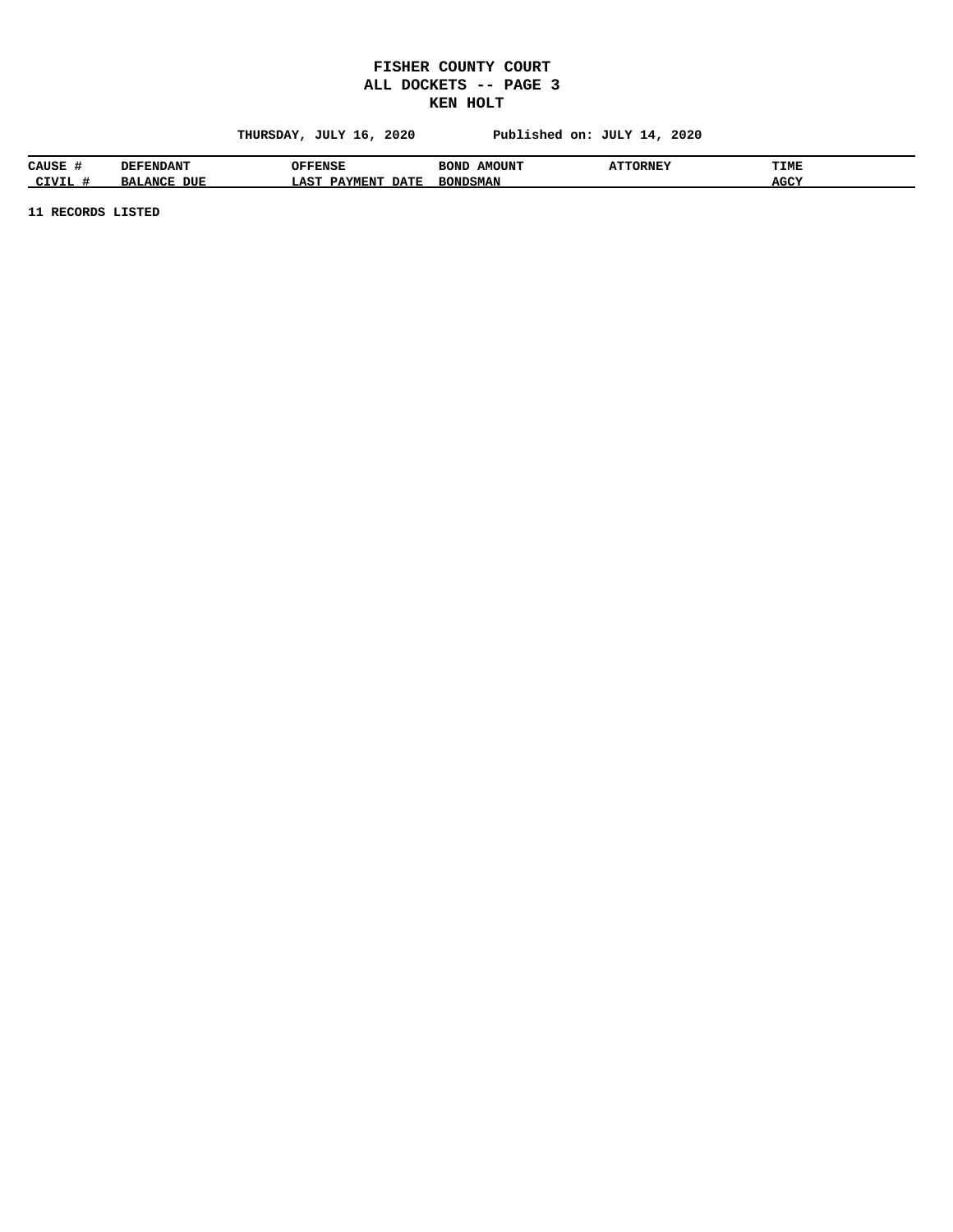**FISHER COUNTY COURT**
**ALL DOCKETS -- PAGE 3**
**KEN HOLT**

**THURSDAY, JULY 16, 2020** **Published on: JULY 14, 2020**

| CAUSE # | DEFENDANT | OFFENSE | BOND AMOUNT | ATTORNEY | TIME |
|---|---|---|---|---|---|
| CIVIL # | BALANCE DUE | LAST PAYMENT DATE | BONDSMAN | | AGCY |

**11 RECORDS LISTED**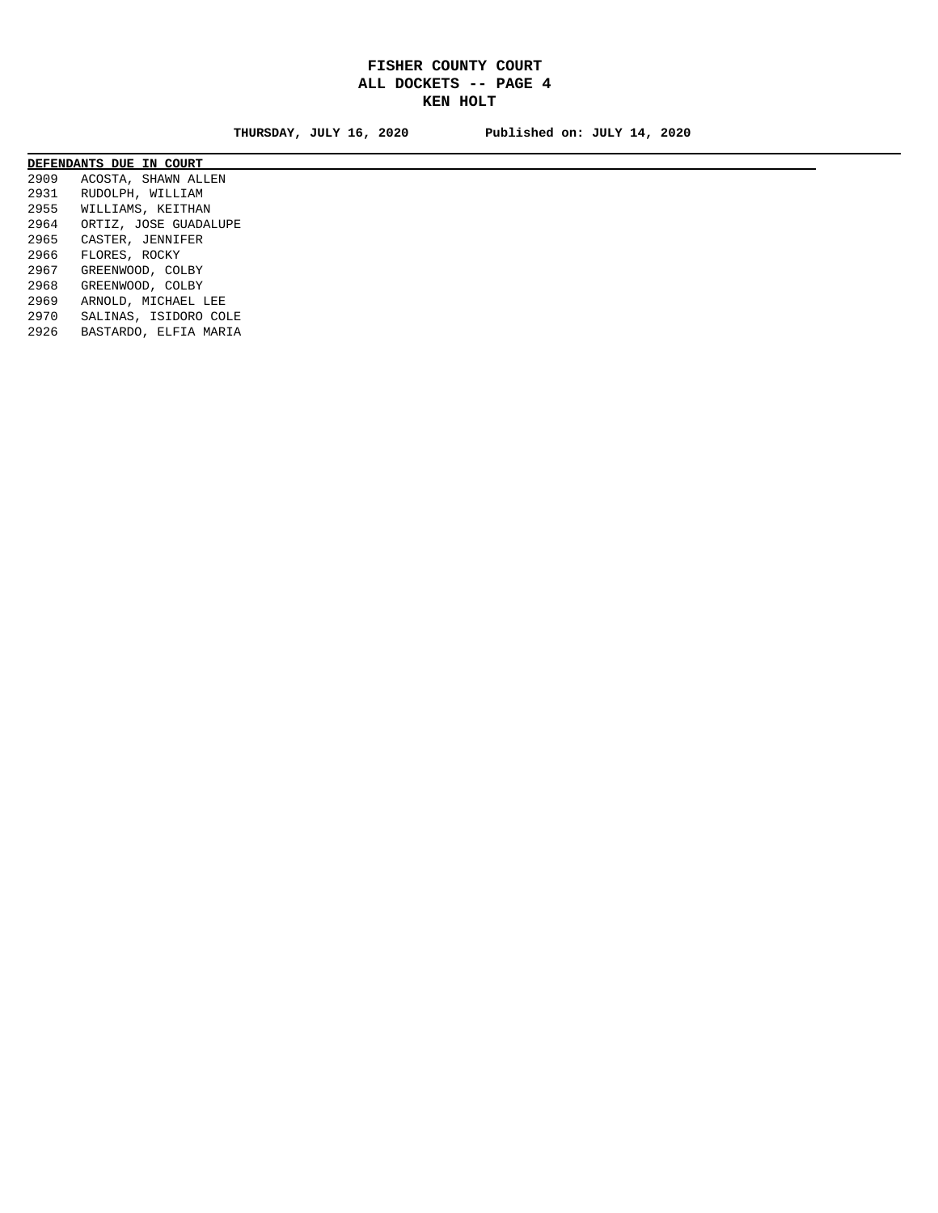**FISHER COUNTY COURT**
**ALL DOCKETS -- PAGE 4**
**KEN HOLT**

**THURSDAY, JULY 16, 2020** **Published on: JULY 14, 2020**

| DEFENDANTS DUE IN COURT | |
|---|---|
| 2909 | ACOSTA, SHAWN ALLEN |
| 2931 | RUDOLPH, WILLIAM |
| 2955 | WILLIAMS, KEITHAN |
| 2964 | ORTIZ, JOSE GUADALUPE |
| 2965 | CASTER, JENNIFER |
| 2966 | FLORES, ROCKY |
| 2967 | GREENWOOD, COLBY |
| 2968 | GREENWOOD, COLBY |
| 2969 | ARNOLD, MICHAEL LEE |
| 2970 | SALINAS, ISIDORO COLE |
| 2926 | BASTARDO, ELFIA MARIA |